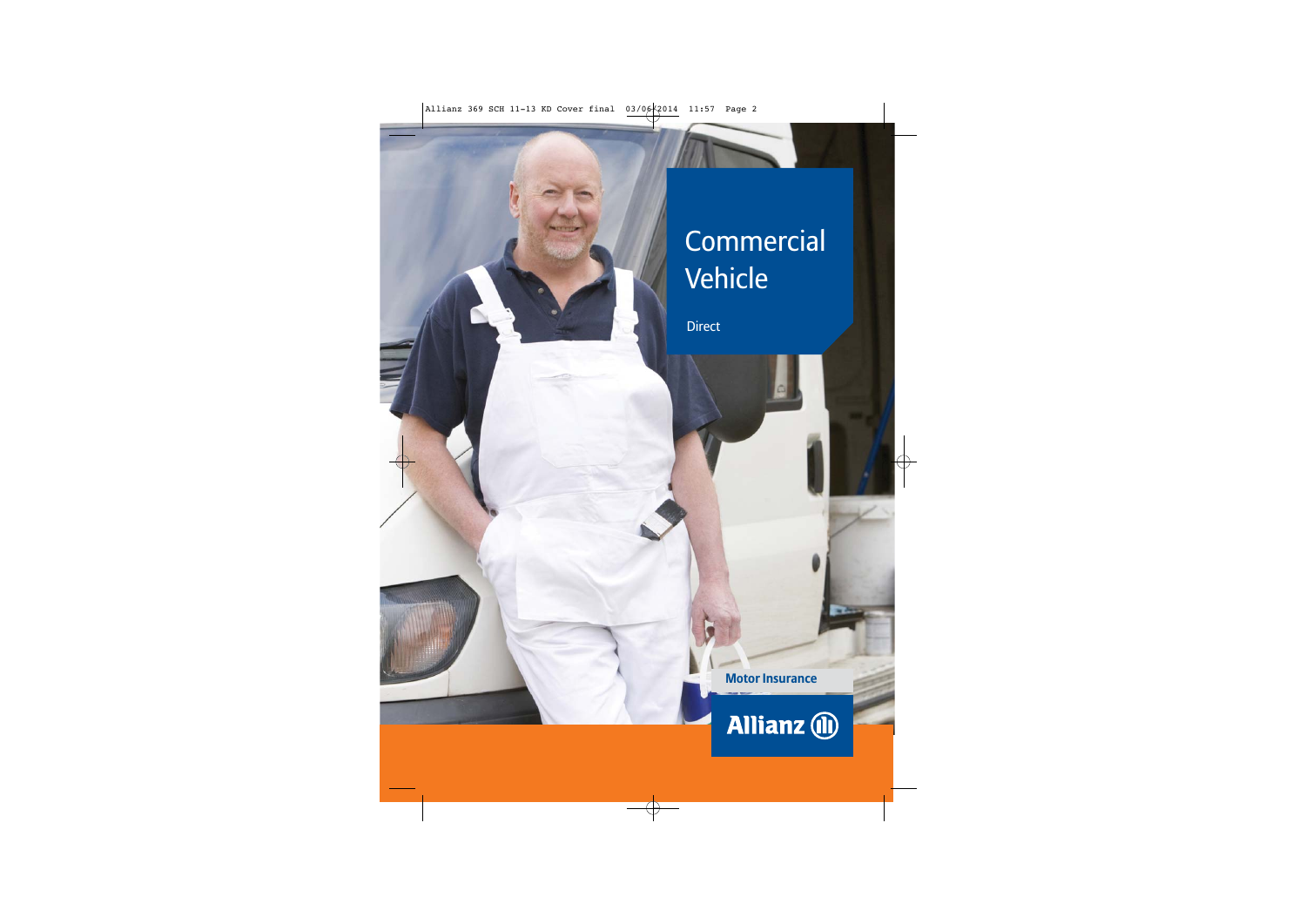# Commercial Vehicle

Direct

Motor Insurance

Allianz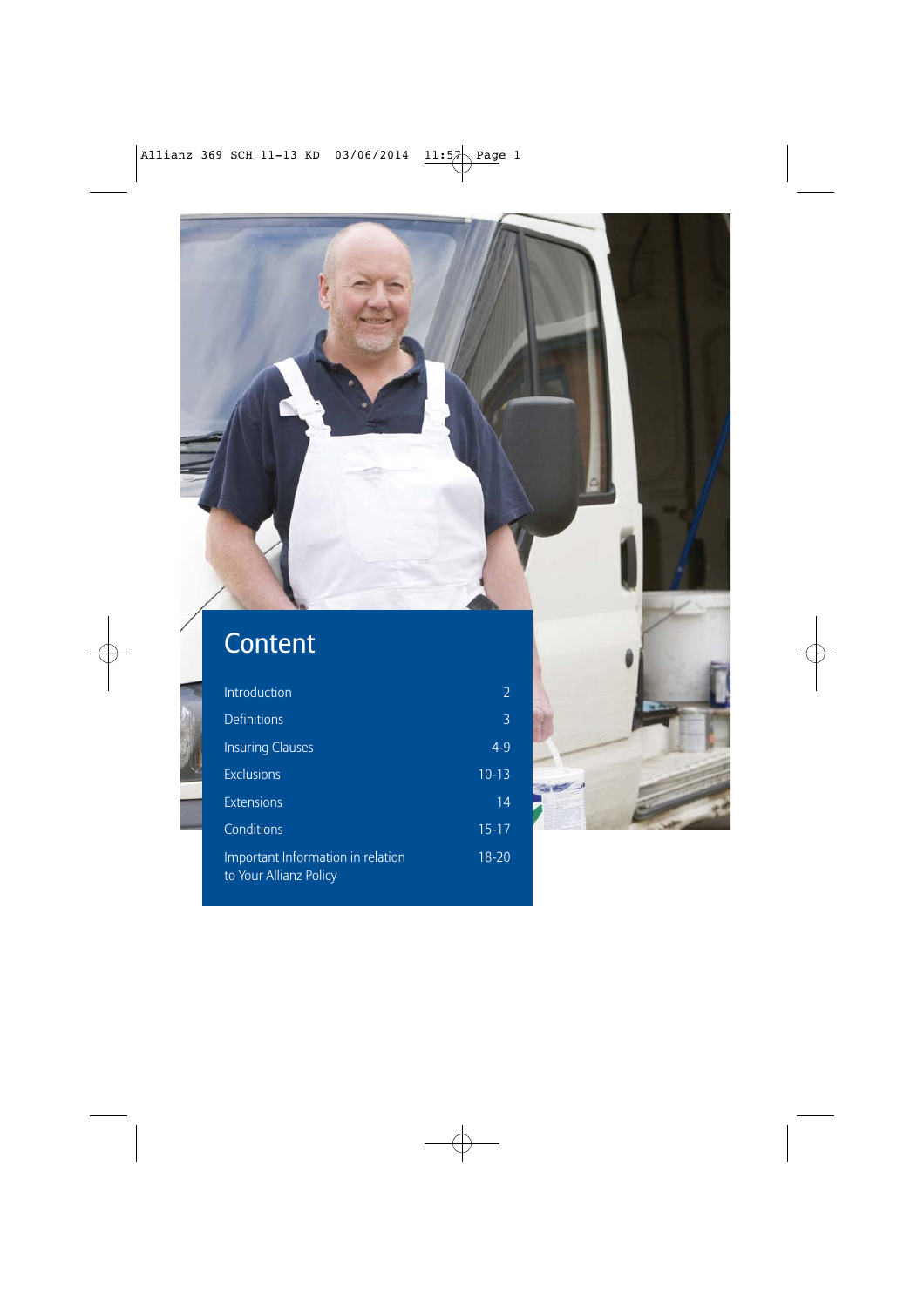# Content

| | |
|---|---|
| Introduction | 2 |
| Definitions | 3 |
| Insuring Clauses | 4-9 |
| Exclusions | 10-13 |
| Extensions | 14 |
| Conditions | 15-17 |
| Important Information in relation to Your Allianz Policy | 18-20 |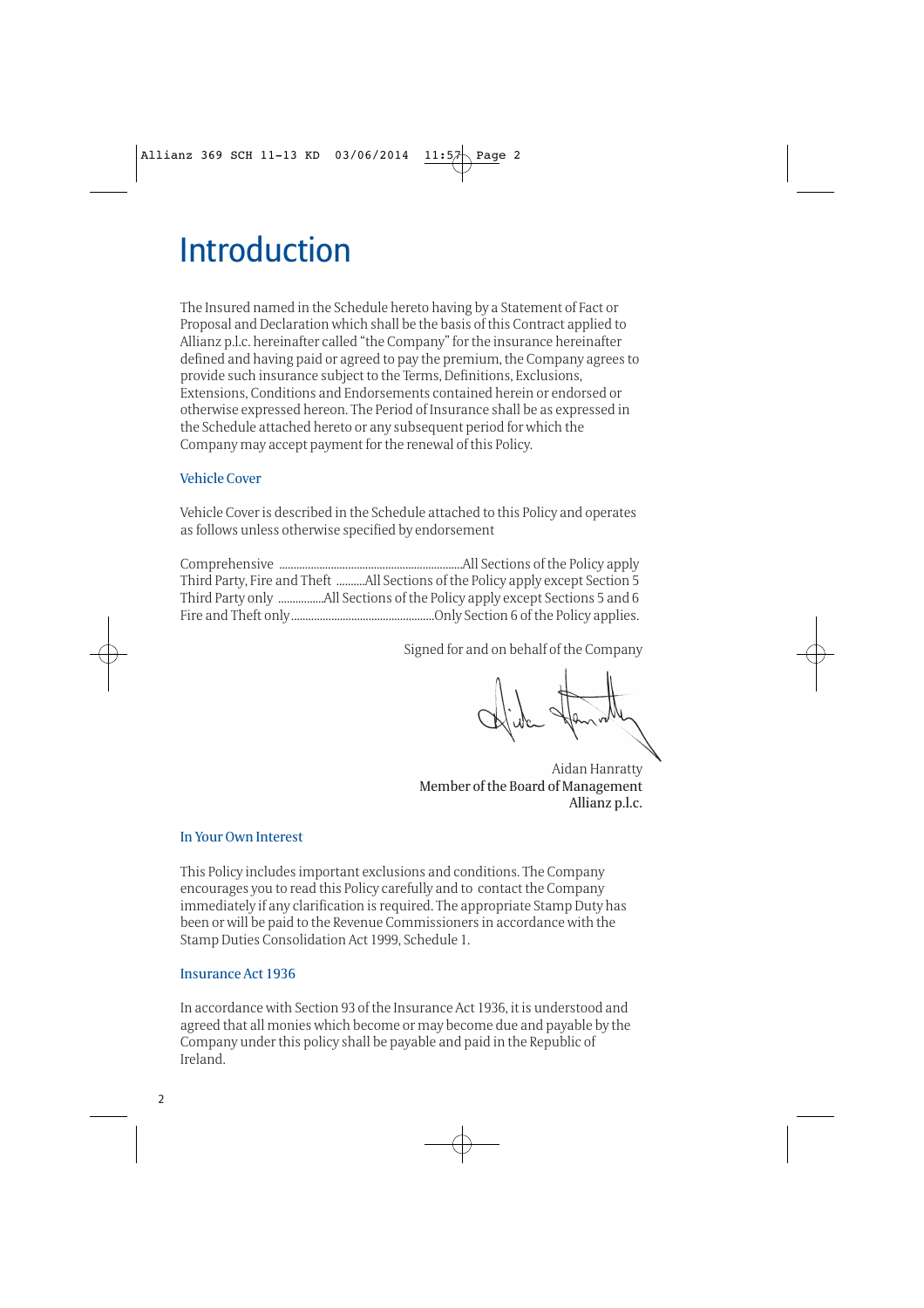# Introduction

The Insured named in the Schedule hereto having by a Statement of Fact or Proposal and Declaration which shall be the basis of this Contract applied to Allianz p.l.c. hereinafter called "the Company" for the insurance hereinafter defined and having paid or agreed to pay the premium, the Company agrees to provide such insurance subject to the Terms, Definitions, Exclusions, Extensions, Conditions and Endorsements contained herein or endorsed or otherwise expressed hereon. The Period of Insurance shall be as expressed in the Schedule attached hereto or any subsequent period for which the Company may accept payment for the renewal of this Policy.

## Vehicle Cover

Vehicle Cover is described in the Schedule attached to this Policy and operates as follows unless otherwise specified by endorsement

Comprehensive ................................................................All Sections of the Policy apply
Third Party, Fire and Theft ..........All Sections of the Policy apply except Section 5
Third Party only ................All Sections of the Policy apply except Sections 5 and 6
Fire and Theft only.................................................Only Section 6 of the Policy applies.

Signed for and on behalf of the Company

Aidan Hanratty
Member of the Board of Management
Allianz p.l.c.

## In Your Own Interest

This Policy includes important exclusions and conditions. The Company encourages you to read this Policy carefully and to contact the Company immediately if any clarification is required. The appropriate Stamp Duty has been or will be paid to the Revenue Commissioners in accordance with the Stamp Duties Consolidation Act 1999, Schedule 1.

## Insurance Act 1936

In accordance with Section 93 of the Insurance Act 1936, it is understood and agreed that all monies which become or may become due and payable by the Company under this policy shall be payable and paid in the Republic of Ireland.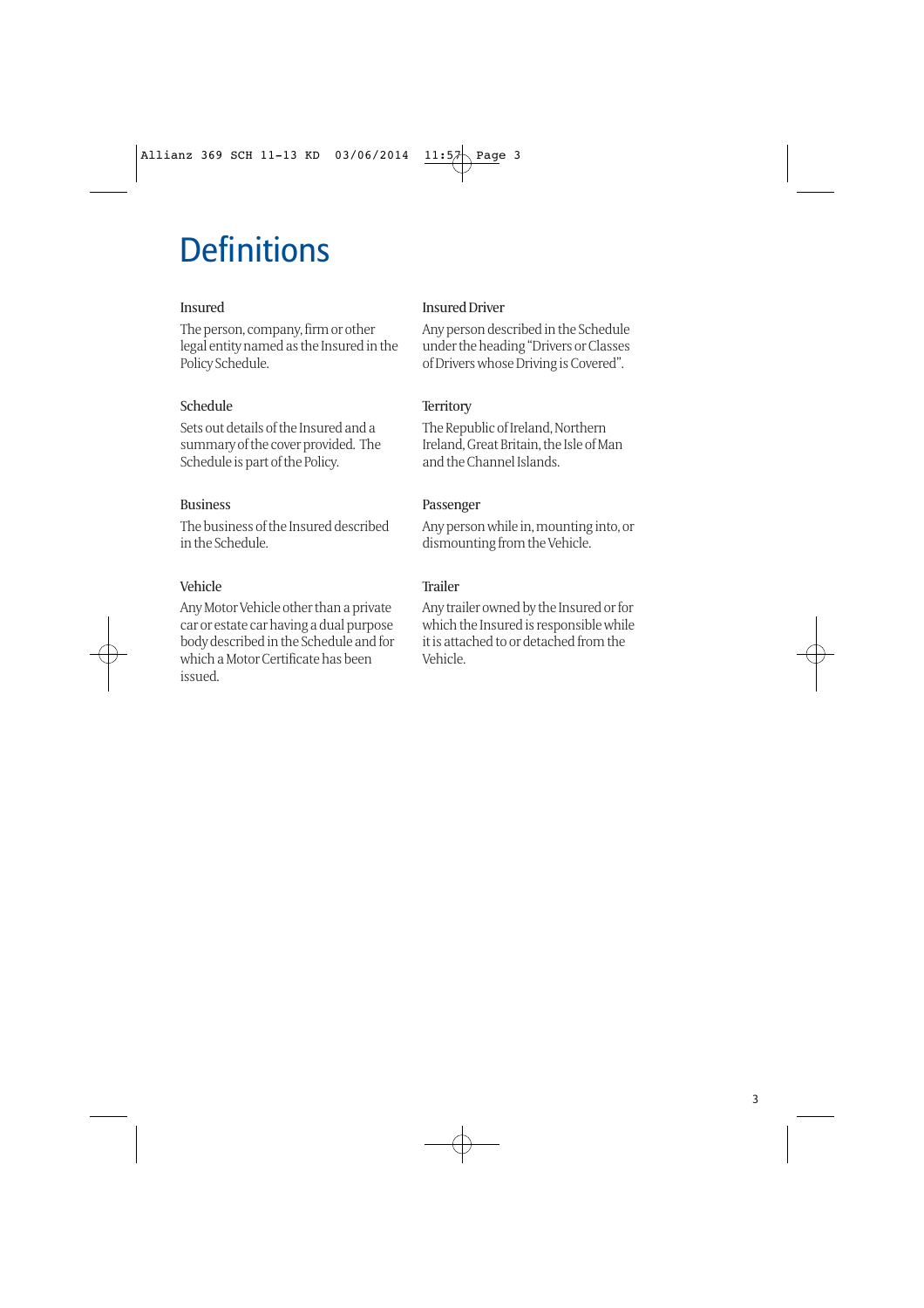# Definitions

### Insured

The person, company, firm or other legal entity named as the Insured in the Policy Schedule.

### Schedule

Sets out details of the Insured and a summary of the cover provided. The Schedule is part of the Policy.

### Business

The business of the Insured described in the Schedule.

### Vehicle

Any Motor Vehicle other than a private car or estate car having a dual purpose body described in the Schedule and for which a Motor Certificate has been issued.

### Insured Driver

Any person described in the Schedule under the heading "Drivers or Classes of Drivers whose Driving is Covered".

### Territory

The Republic of Ireland, Northern Ireland, Great Britain, the Isle of Man and the Channel Islands.

### Passenger

Any person while in, mounting into, or dismounting from the Vehicle.

### Trailer

Any trailer owned by the Insured or for which the Insured is responsible while it is attached to or detached from the Vehicle.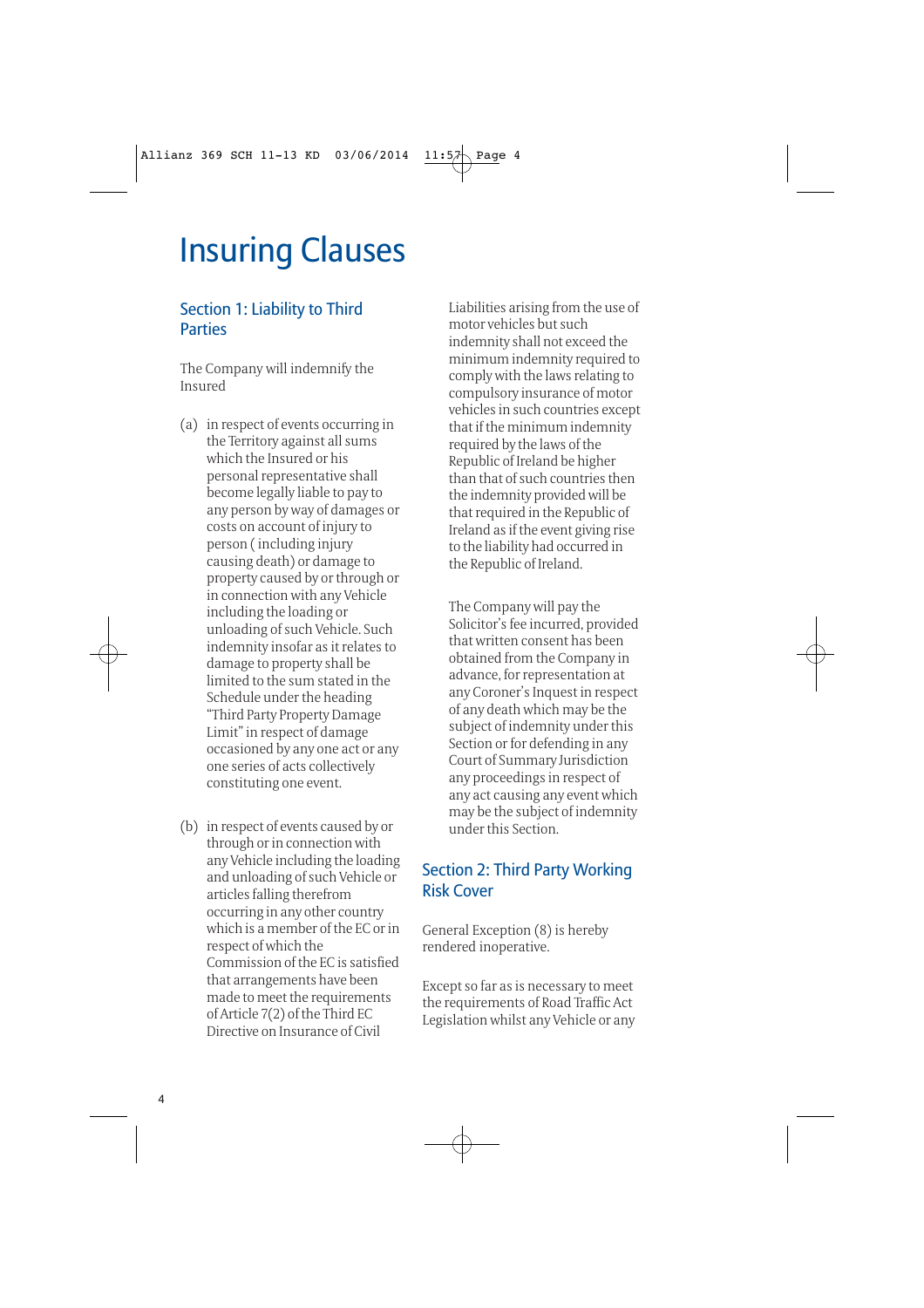# Insuring Clauses

## Section 1: Liability to Third Parties

The Company will indemnify the Insured

(a) in respect of events occurring in the Territory against all sums which the Insured or his personal representative shall become legally liable to pay to any person by way of damages or costs on account of injury to person ( including injury causing death) or damage to property caused by or through or in connection with any Vehicle including the loading or unloading of such Vehicle. Such indemnity insofar as it relates to damage to property shall be limited to the sum stated in the Schedule under the heading "Third Party Property Damage Limit" in respect of damage occasioned by any one act or any one series of acts collectively constituting one event.

(b) in respect of events caused by or through or in connection with any Vehicle including the loading and unloading of such Vehicle or articles falling therefrom occurring in any other country which is a member of the EC or in respect of which the Commission of the EC is satisfied that arrangements have been made to meet the requirements of Article 7(2) of the Third EC Directive on Insurance of Civil Liabilities arising from the use of motor vehicles but such indemnity shall not exceed the minimum indemnity required to comply with the laws relating to compulsory insurance of motor vehicles in such countries except that if the minimum indemnity required by the laws of the Republic of Ireland be higher than that of such countries then the indemnity provided will be that required in the Republic of Ireland as if the event giving rise to the liability had occurred in the Republic of Ireland.

The Company will pay the Solicitor's fee incurred, provided that written consent has been obtained from the Company in advance, for representation at any Coroner's Inquest in respect of any death which may be the subject of indemnity under this Section or for defending in any Court of Summary Jurisdiction any proceedings in respect of any act causing any event which may be the subject of indemnity under this Section.

## Section 2: Third Party Working Risk Cover

General Exception (8) is hereby rendered inoperative.

Except so far as is necessary to meet the requirements of Road Traffic Act Legislation whilst any Vehicle or any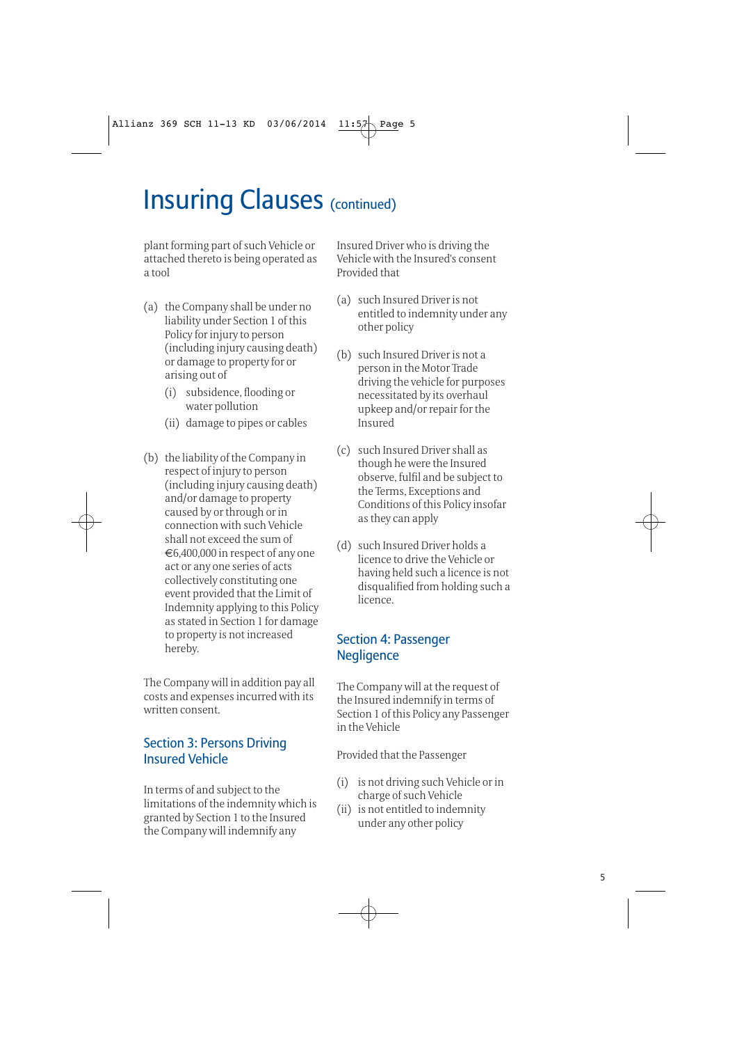# Insuring Clauses (continued)

plant forming part of such Vehicle or attached thereto is being operated as a tool

(a) the Company shall be under no liability under Section 1 of this Policy for injury to person (including injury causing death) or damage to property for or arising out of

   (i) subsidence, flooding or water pollution

   (ii) damage to pipes or cables

(b) the liability of the Company in respect of injury to person (including injury causing death) and/or damage to property caused by or through or in connection with such Vehicle shall not exceed the sum of €6,400,000 in respect of any one act or any one series of acts collectively constituting one event provided that the Limit of Indemnity applying to this Policy as stated in Section 1 for damage to property is not increased hereby.

The Company will in addition pay all costs and expenses incurred with its written consent.

## Section 3: Persons Driving Insured Vehicle

In terms of and subject to the limitations of the indemnity which is granted by Section 1 to the Insured the Company will indemnify any Insured Driver who is driving the Vehicle with the Insured's consent Provided that

(a) such Insured Driver is not entitled to indemnity under any other policy

(b) such Insured Driver is not a person in the Motor Trade driving the vehicle for purposes necessitated by its overhaul upkeep and/or repair for the Insured

(c) such Insured Driver shall as though he were the Insured observe, fulfil and be subject to the Terms, Exceptions and Conditions of this Policy insofar as they can apply

(d) such Insured Driver holds a licence to drive the Vehicle or having held such a licence is not disqualified from holding such a licence.

## Section 4: Passenger Negligence

The Company will at the request of the Insured indemnify in terms of Section 1 of this Policy any Passenger in the Vehicle

Provided that the Passenger

(i) is not driving such Vehicle or in charge of such Vehicle

(ii) is not entitled to indemnity under any other policy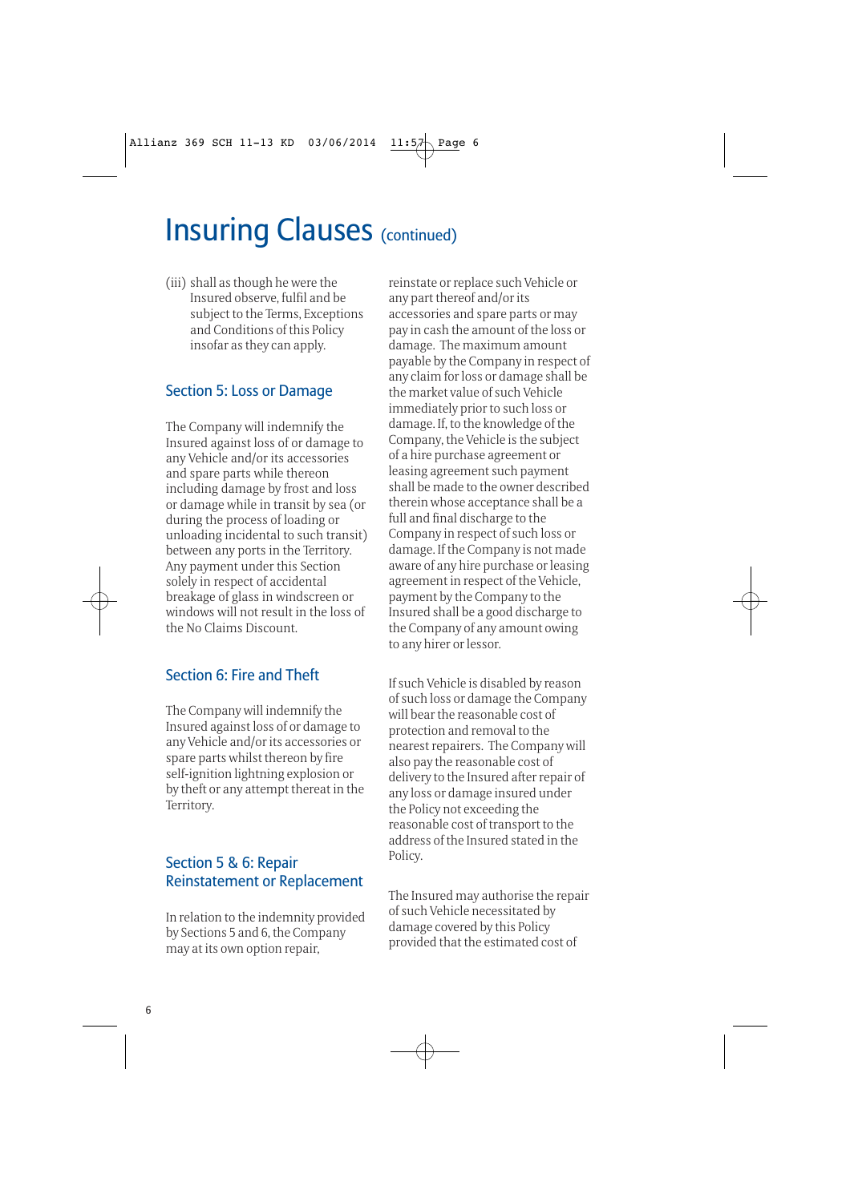# Insuring Clauses (continued)

(iii) shall as though he were the Insured observe, fulfil and be subject to the Terms, Exceptions and Conditions of this Policy insofar as they can apply.

## Section 5: Loss or Damage

The Company will indemnify the Insured against loss of or damage to any Vehicle and/or its accessories and spare parts while thereon including damage by frost and loss or damage while in transit by sea (or during the process of loading or unloading incidental to such transit) between any ports in the Territory. Any payment under this Section solely in respect of accidental breakage of glass in windscreen or windows will not result in the loss of the No Claims Discount.

## Section 6: Fire and Theft

The Company will indemnify the Insured against loss of or damage to any Vehicle and/or its accessories or spare parts whilst thereon by fire self-ignition lightning explosion or by theft or any attempt thereat in the Territory.

## Section 5 & 6: Repair Reinstatement or Replacement

In relation to the indemnity provided by Sections 5 and 6, the Company may at its own option repair, reinstate or replace such Vehicle or any part thereof and/or its accessories and spare parts or may pay in cash the amount of the loss or damage. The maximum amount payable by the Company in respect of any claim for loss or damage shall be the market value of such Vehicle immediately prior to such loss or damage. If, to the knowledge of the Company, the Vehicle is the subject of a hire purchase agreement or leasing agreement such payment shall be made to the owner described therein whose acceptance shall be a full and final discharge to the Company in respect of such loss or damage. If the Company is not made aware of any hire purchase or leasing agreement in respect of the Vehicle, payment by the Company to the Insured shall be a good discharge to the Company of any amount owing to any hirer or lessor.

If such Vehicle is disabled by reason of such loss or damage the Company will bear the reasonable cost of protection and removal to the nearest repairers. The Company will also pay the reasonable cost of delivery to the Insured after repair of any loss or damage insured under the Policy not exceeding the reasonable cost of transport to the address of the Insured stated in the Policy.

The Insured may authorise the repair of such Vehicle necessitated by damage covered by this Policy provided that the estimated cost of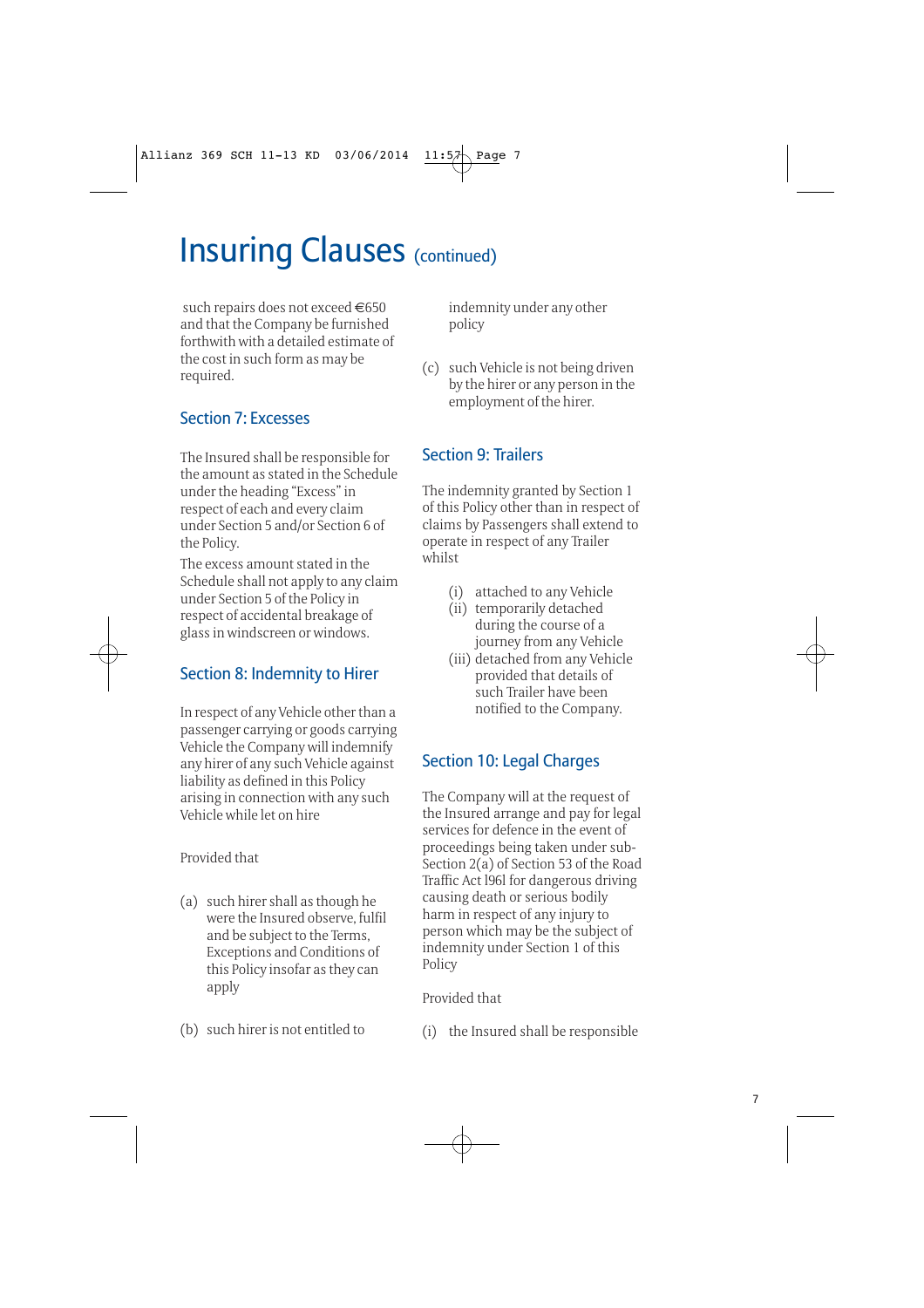# Insuring Clauses (continued)

such repairs does not exceed €650 and that the Company be furnished forthwith with a detailed estimate of the cost in such form as may be required.

## Section 7: Excesses

The Insured shall be responsible for the amount as stated in the Schedule under the heading "Excess" in respect of each and every claim under Section 5 and/or Section 6 of the Policy.

The excess amount stated in the Schedule shall not apply to any claim under Section 5 of the Policy in respect of accidental breakage of glass in windscreen or windows.

## Section 8: Indemnity to Hirer

In respect of any Vehicle other than a passenger carrying or goods carrying Vehicle the Company will indemnify any hirer of any such Vehicle against liability as defined in this Policy arising in connection with any such Vehicle while let on hire

Provided that

(a) such hirer shall as though he were the Insured observe, fulfil and be subject to the Terms, Exceptions and Conditions of this Policy insofar as they can apply

(b) such hirer is not entitled to indemnity under any other policy

(c) such Vehicle is not being driven by the hirer or any person in the employment of the hirer.

## Section 9: Trailers

The indemnity granted by Section 1 of this Policy other than in respect of claims by Passengers shall extend to operate in respect of any Trailer whilst

(i) attached to any Vehicle
(ii) temporarily detached during the course of a journey from any Vehicle
(iii) detached from any Vehicle provided that details of such Trailer have been notified to the Company.

## Section 10: Legal Charges

The Company will at the request of the Insured arrange and pay for legal services for defence in the event of proceedings being taken under sub-Section 2(a) of Section 53 of the Road Traffic Act 1961 for dangerous driving causing death or serious bodily harm in respect of any injury to person which may be the subject of indemnity under Section 1 of this Policy

Provided that

(i) the Insured shall be responsible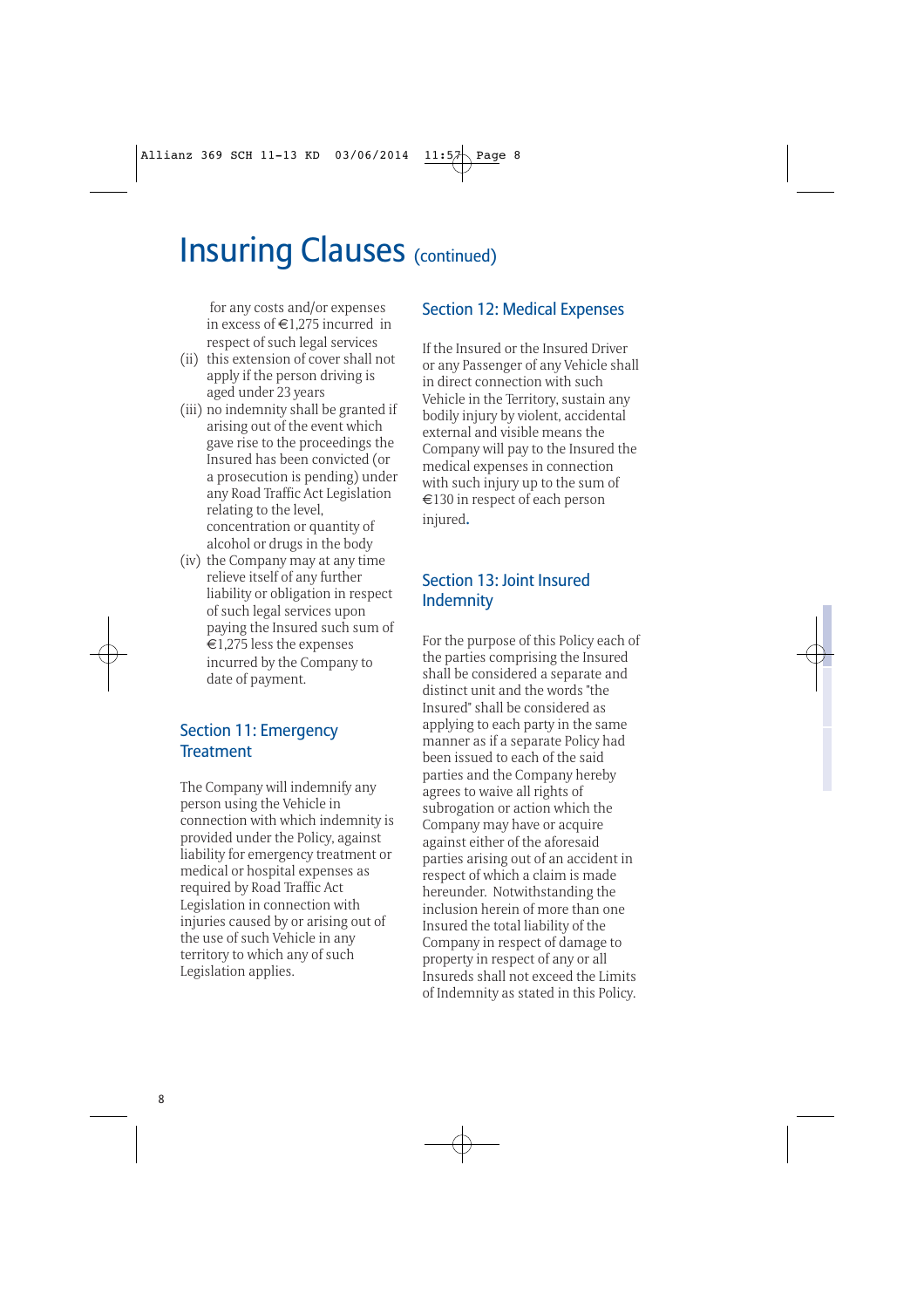# Insuring Clauses (continued)

for any costs and/or expenses in excess of €1,275 incurred in respect of such legal services

(ii) this extension of cover shall not apply if the person driving is aged under 23 years

(iii) no indemnity shall be granted if arising out of the event which gave rise to the proceedings the Insured has been convicted (or a prosecution is pending) under any Road Traffic Act Legislation relating to the level, concentration or quantity of alcohol or drugs in the body

(iv) the Company may at any time relieve itself of any further liability or obligation in respect of such legal services upon paying the Insured such sum of €1,275 less the expenses incurred by the Company to date of payment.

## Section 11: Emergency Treatment

The Company will indemnify any person using the Vehicle in connection with which indemnity is provided under the Policy, against liability for emergency treatment or medical or hospital expenses as required by Road Traffic Act Legislation in connection with injuries caused by or arising out of the use of such Vehicle in any territory to which any of such Legislation applies.

## Section 12: Medical Expenses

If the Insured or the Insured Driver or any Passenger of any Vehicle shall in direct connection with such Vehicle in the Territory, sustain any bodily injury by violent, accidental external and visible means the Company will pay to the Insured the medical expenses in connection with such injury up to the sum of €130 in respect of each person injured.

## Section 13: Joint Insured Indemnity

For the purpose of this Policy each of the parties comprising the Insured shall be considered a separate and distinct unit and the words "the Insured" shall be considered as applying to each party in the same manner as if a separate Policy had been issued to each of the said parties and the Company hereby agrees to waive all rights of subrogation or action which the Company may have or acquire against either of the aforesaid parties arising out of an accident in respect of which a claim is made hereunder. Notwithstanding the inclusion herein of more than one Insured the total liability of the Company in respect of damage to property in respect of any or all Insureds shall not exceed the Limits of Indemnity as stated in this Policy.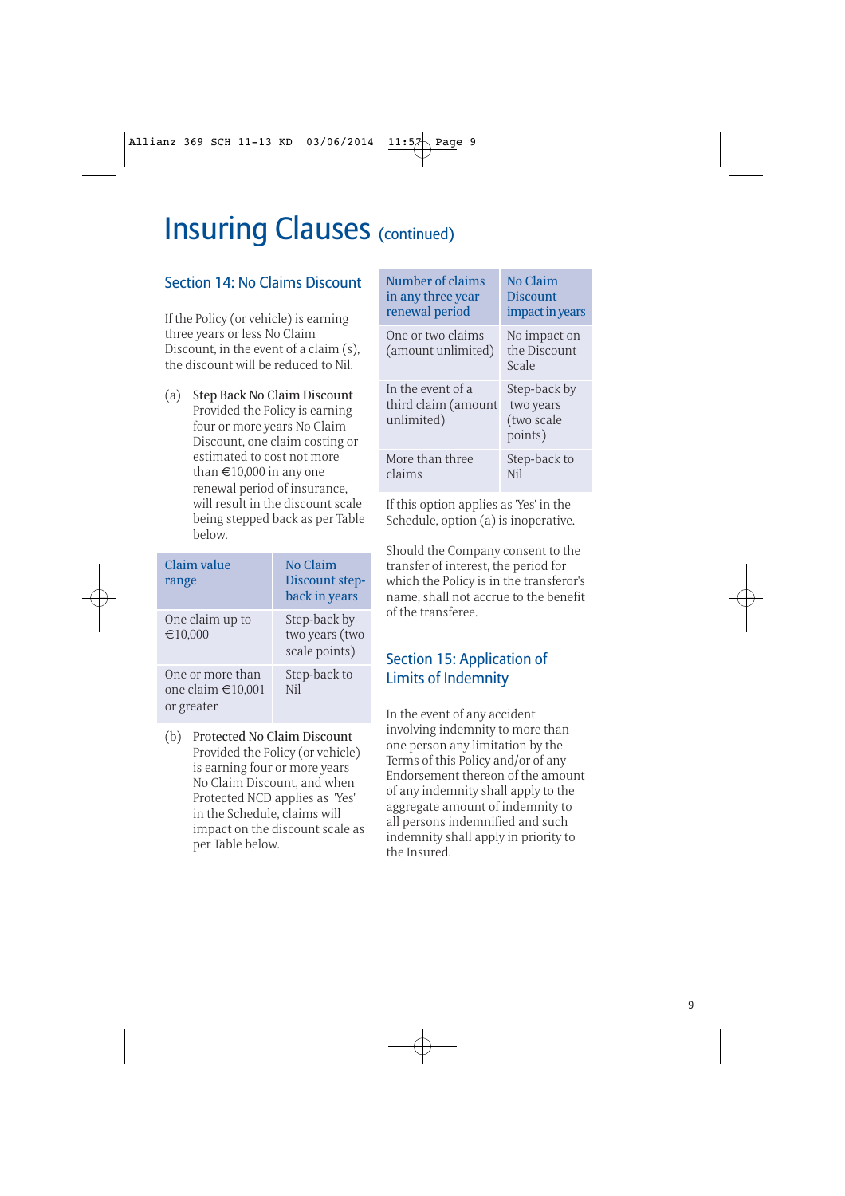# Insuring Clauses (continued)

## Section 14: No Claims Discount

If the Policy (or vehicle) is earning three years or less No Claim Discount, in the event of a claim (s), the discount will be reduced to Nil.

(a) Step Back No Claim Discount
Provided the Policy is earning four or more years No Claim Discount, one claim costing or estimated to cost not more than €10,000 in any one renewal period of insurance, will result in the discount scale being stepped back as per Table below.

| Claim value range | No Claim Discount step-back in years |
|---|---|
| One claim up to €10,000 | Step-back by two years (two scale points) |
| One or more than one claim €10,001 or greater | Step-back to Nil |

(b) Protected No Claim Discount
Provided the Policy (or vehicle) is earning four or more years No Claim Discount, and when Protected NCD applies as 'Yes' in the Schedule, claims will impact on the discount scale as per Table below.

| Number of claims in any three year renewal period | No Claim Discount impact in years |
|---|---|
| One or two claims (amount unlimited) | No impact on the Discount Scale |
| In the event of a third claim (amount unlimited) | Step-back by two years (two scale points) |
| More than three claims | Step-back to Nil |

If this option applies as 'Yes' in the Schedule, option (a) is inoperative.

Should the Company consent to the transfer of interest, the period for which the Policy is in the transferor's name, shall not accrue to the benefit of the transferee.

## Section 15: Application of Limits of Indemnity

In the event of any accident involving indemnity to more than one person any limitation by the Terms of this Policy and/or of any Endorsement thereon of the amount of any indemnity shall apply to the aggregate amount of indemnity to all persons indemnified and such indemnity shall apply in priority to the Insured.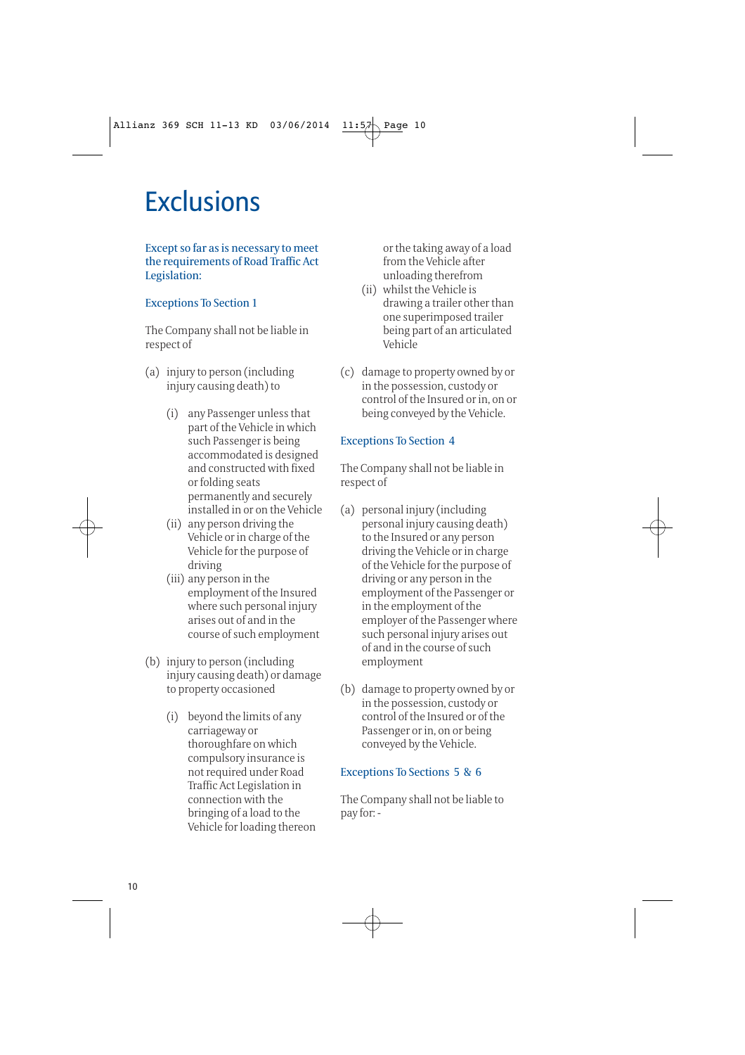# Exclusions

Except so far as is necessary to meet the requirements of Road Traffic Act Legislation:

## Exceptions To Section 1

The Company shall not be liable in respect of

(a) injury to person (including injury causing death) to

   (i) any Passenger unless that part of the Vehicle in which such Passenger is being accommodated is designed and constructed with fixed or folding seats permanently and securely installed in or on the Vehicle
   
   (ii) any person driving the Vehicle or in charge of the Vehicle for the purpose of driving
   
   (iii) any person in the employment of the Insured where such personal injury arises out of and in the course of such employment

(b) injury to person (including injury causing death) or damage to property occasioned

   (i) beyond the limits of any carriageway or thoroughfare on which compulsory insurance is not required under Road Traffic Act Legislation in connection with the bringing of a load to the Vehicle for loading thereon or the taking away of a load from the Vehicle after unloading therefrom
   
   (ii) whilst the Vehicle is drawing a trailer other than one superimposed trailer being part of an articulated Vehicle

(c) damage to property owned by or in the possession, custody or control of the Insured or in, on or being conveyed by the Vehicle.

## Exceptions To Section 4

The Company shall not be liable in respect of

(a) personal injury (including personal injury causing death) to the Insured or any person driving the Vehicle or in charge of the Vehicle for the purpose of driving or any person in the employment of the Passenger or in the employment of the employer of the Passenger where such personal injury arises out of and in the course of such employment

(b) damage to property owned by or in the possession, custody or control of the Insured or of the Passenger or in, on or being conveyed by the Vehicle.

## Exceptions To Sections 5 & 6

The Company shall not be liable to pay for: -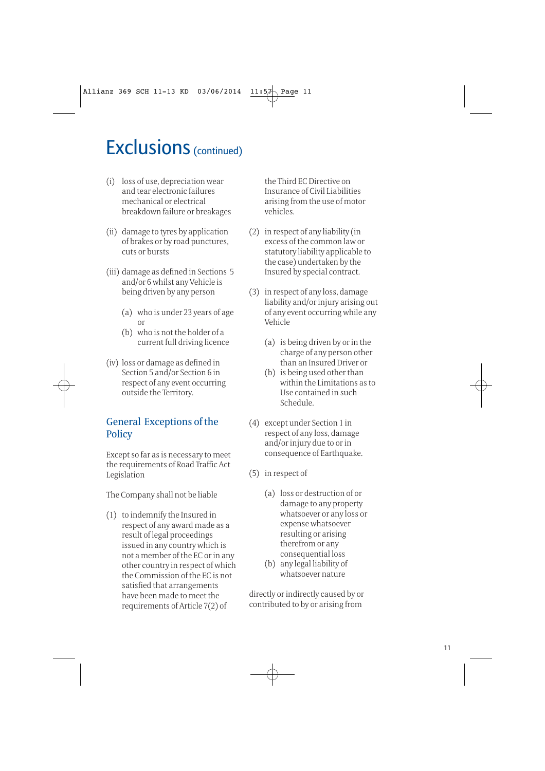# Exclusions (continued)

(i) loss of use, depreciation wear and tear electronic failures mechanical or electrical breakdown failure or breakages

(ii) damage to tyres by application of brakes or by road punctures, cuts or bursts

(iii) damage as defined in Sections 5 and/or 6 whilst any Vehicle is being driven by any person

  (a) who is under 23 years of age or
  (b) who is not the holder of a current full driving licence

(iv) loss or damage as defined in Section 5 and/or Section 6 in respect of any event occurring outside the Territory.

## General Exceptions of the Policy

Except so far as is necessary to meet the requirements of Road Traffic Act Legislation

The Company shall not be liable

(1) to indemnify the Insured in respect of any award made as a result of legal proceedings issued in any country which is not a member of the EC or in any other country in respect of which the Commission of the EC is not satisfied that arrangements have been made to meet the requirements of Article 7(2) of the Third EC Directive on Insurance of Civil Liabilities arising from the use of motor vehicles.

(2) in respect of any liability (in excess of the common law or statutory liability applicable to the case) undertaken by the Insured by special contract.

(3) in respect of any loss, damage liability and/or injury arising out of any event occurring while any Vehicle

  (a) is being driven by or in the charge of any person other than an Insured Driver or
  (b) is being used other than within the Limitations as to Use contained in such Schedule.

(4) except under Section 1 in respect of any loss, damage and/or injury due to or in consequence of Earthquake.

(5) in respect of

  (a) loss or destruction of or damage to any property whatsoever or any loss or expense whatsoever resulting or arising therefrom or any consequential loss
  (b) any legal liability of whatsoever nature

directly or indirectly caused by or contributed to by or arising from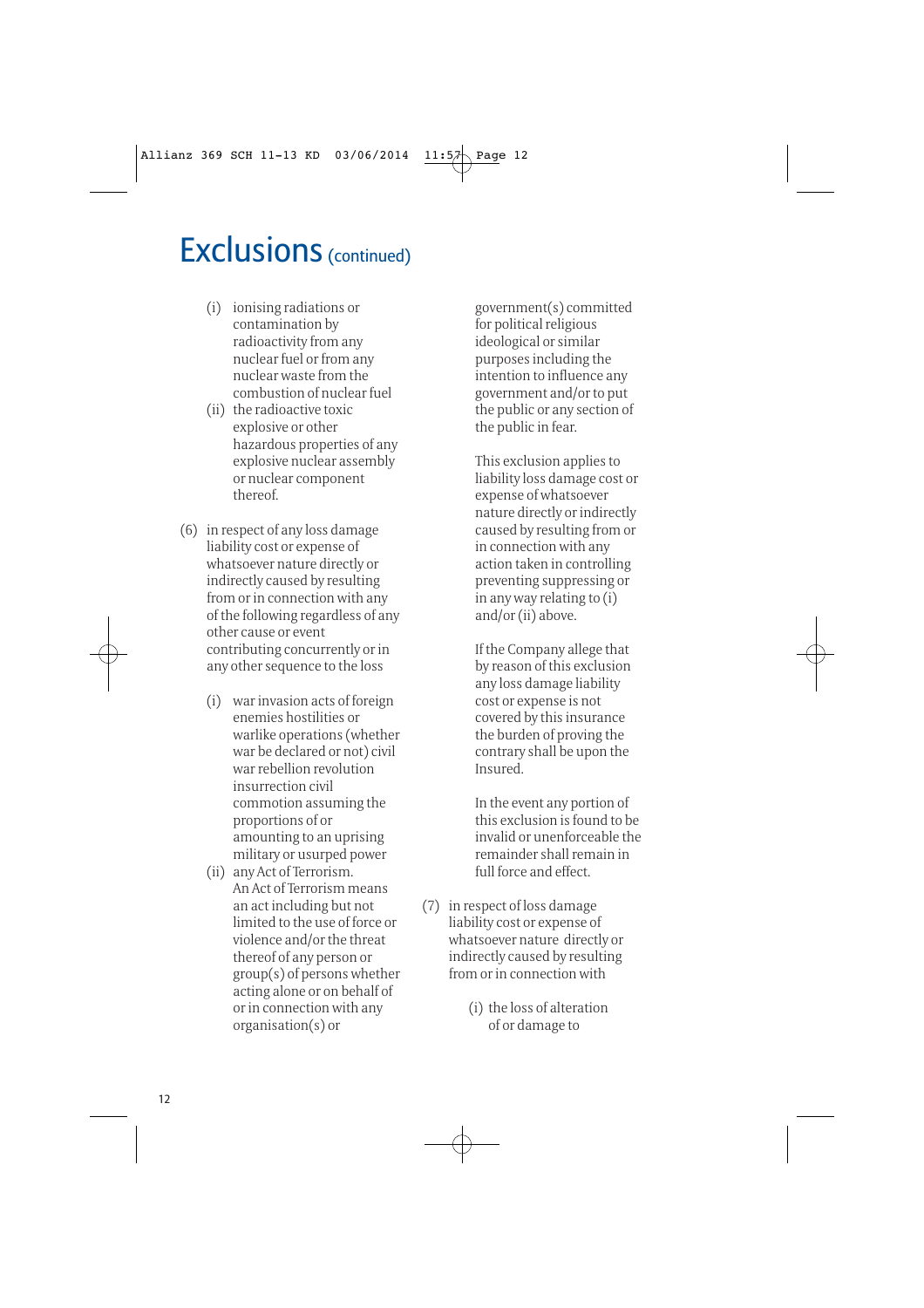# Exclusions (continued)

   (i) ionising radiations or contamination by radioactivity from any nuclear fuel or from any nuclear waste from the combustion of nuclear fuel

   (ii) the radioactive toxic explosive or other hazardous properties of any explosive nuclear assembly or nuclear component thereof.

(6) in respect of any loss damage liability cost or expense of whatsoever nature directly or indirectly caused by resulting from or in connection with any of the following regardless of any other cause or event contributing concurrently or in any other sequence to the loss

   (i) war invasion acts of foreign enemies hostilities or warlike operations (whether war be declared or not) civil war rebellion revolution insurrection civil commotion assuming the proportions of or amounting to an uprising military or usurped power

   (ii) any Act of Terrorism. An Act of Terrorism means an act including but not limited to the use of force or violence and/or the threat thereof of any person or group(s) of persons whether acting alone or on behalf of or in connection with any organisation(s) or government(s) committed for political religious ideological or similar purposes including the intention to influence any government and/or to put the public or any section of the public in fear.

   This exclusion applies to liability loss damage cost or expense of whatsoever nature directly or indirectly caused by resulting from or in connection with any action taken in controlling preventing suppressing or in any way relating to (i) and/or (ii) above.

   If the Company allege that by reason of this exclusion any loss damage liability cost or expense is not covered by this insurance the burden of proving the contrary shall be upon the Insured.

   In the event any portion of this exclusion is found to be invalid or unenforceable the remainder shall remain in full force and effect.

(7) in respect of loss damage liability cost or expense of whatsoever nature directly or indirectly caused by resulting from or in connection with

   (i) the loss of alteration of or damage to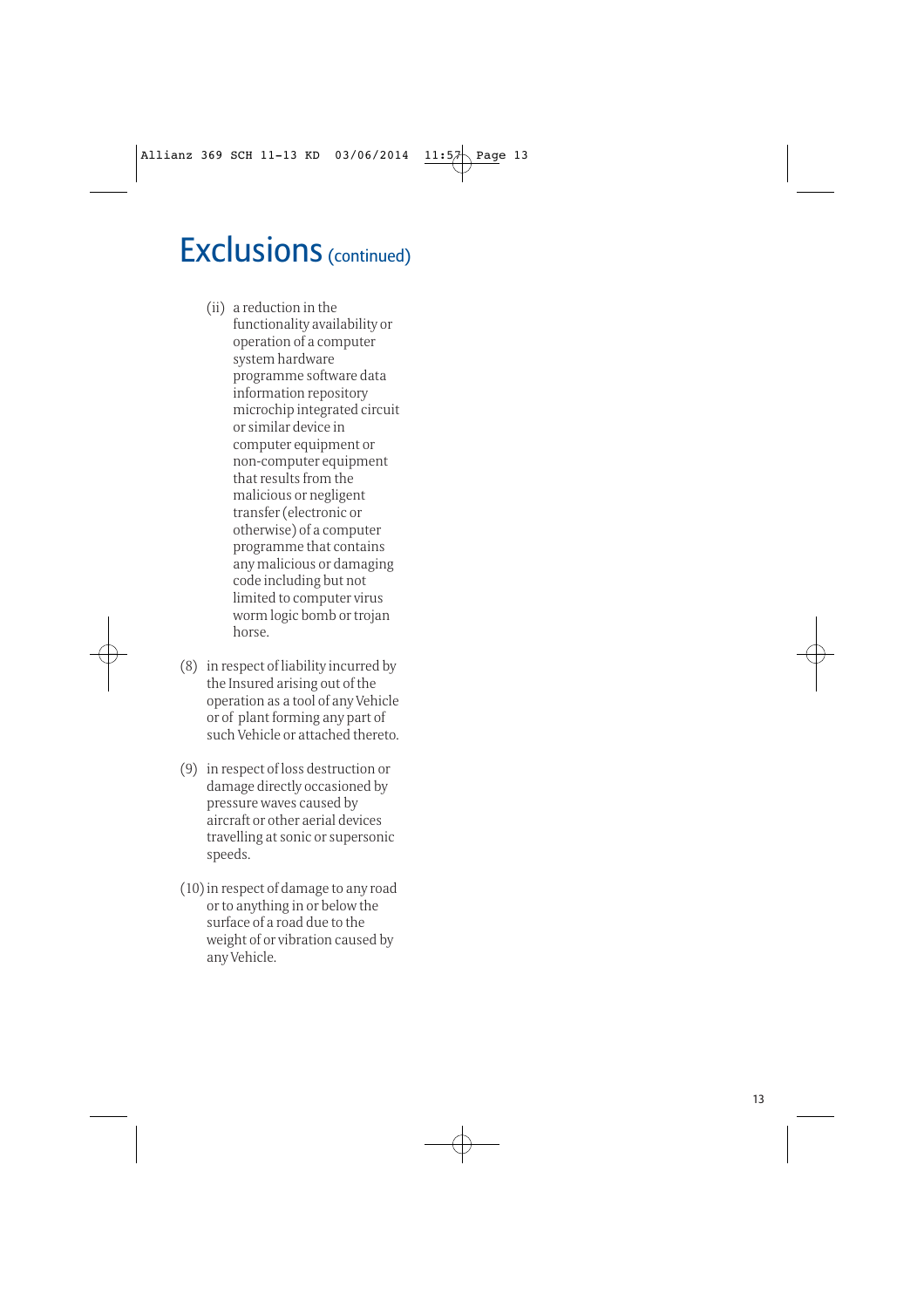# Exclusions (continued)

(ii) a reduction in the functionality availability or operation of a computer system hardware programme software data information repository microchip integrated circuit or similar device in computer equipment or non-computer equipment that results from the malicious or negligent transfer (electronic or otherwise) of a computer programme that contains any malicious or damaging code including but not limited to computer virus worm logic bomb or trojan horse.

(8) in respect of liability incurred by the Insured arising out of the operation as a tool of any Vehicle or of plant forming any part of such Vehicle or attached thereto.

(9) in respect of loss destruction or damage directly occasioned by pressure waves caused by aircraft or other aerial devices travelling at sonic or supersonic speeds.

(10) in respect of damage to any road or to anything in or below the surface of a road due to the weight of or vibration caused by any Vehicle.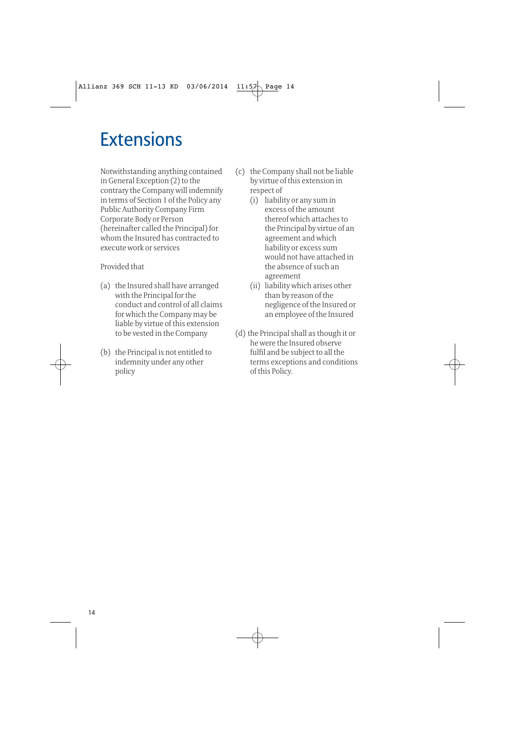# Extensions

Notwithstanding anything contained in General Exception (2) to the contrary the Company will indemnify in terms of Section 1 of the Policy any Public Authority Company Firm Corporate Body or Person (hereinafter called the Principal) for whom the Insured has contracted to execute work or services

Provided that

(a) the Insured shall have arranged with the Principal for the conduct and control of all claims for which the Company may be liable by virtue of this extension to be vested in the Company

(b) the Principal is not entitled to indemnity under any other policy

(c) the Company shall not be liable by virtue of this extension in respect of
  - (i) liability or any sum in excess of the amount thereof which attaches to the Principal by virtue of an agreement and which liability or excess sum would not have attached in the absence of such an agreement
  - (ii) liability which arises other than by reason of the negligence of the Insured or an employee of the Insured

(d) the Principal shall as though it or he were the Insured observe fulfil and be subject to all the terms exceptions and conditions of this Policy.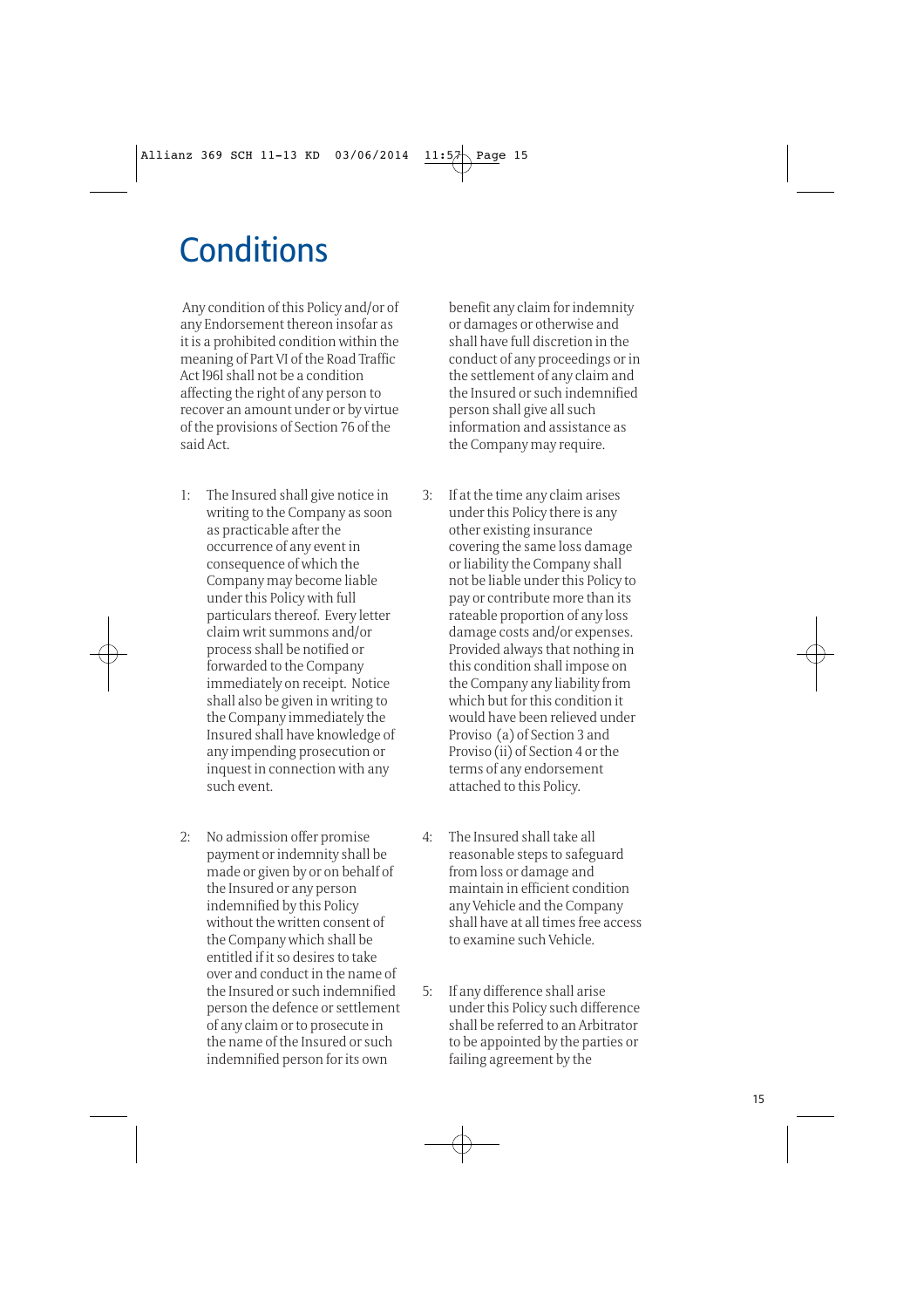# Conditions

Any condition of this Policy and/or of any Endorsement thereon insofar as it is a prohibited condition within the meaning of Part VI of the Road Traffic Act l96l shall not be a condition affecting the right of any person to recover an amount under or by virtue of the provisions of Section 76 of the said Act.

1: The Insured shall give notice in writing to the Company as soon as practicable after the occurrence of any event in consequence of which the Company may become liable under this Policy with full particulars thereof. Every letter claim writ summons and/or process shall be notified or forwarded to the Company immediately on receipt. Notice shall also be given in writing to the Company immediately the Insured shall have knowledge of any impending prosecution or inquest in connection with any such event.

2: No admission offer promise payment or indemnity shall be made or given by or on behalf of the Insured or any person indemnified by this Policy without the written consent of the Company which shall be entitled if it so desires to take over and conduct in the name of the Insured or such indemnified person the defence or settlement of any claim or to prosecute in the name of the Insured or such indemnified person for its own benefit any claim for indemnity or damages or otherwise and shall have full discretion in the conduct of any proceedings or in the settlement of any claim and the Insured or such indemnified person shall give all such information and assistance as the Company may require.

3: If at the time any claim arises under this Policy there is any other existing insurance covering the same loss damage or liability the Company shall not be liable under this Policy to pay or contribute more than its rateable proportion of any loss damage costs and/or expenses. Provided always that nothing in this condition shall impose on the Company any liability from which but for this condition it would have been relieved under Proviso (a) of Section 3 and Proviso (ii) of Section 4 or the terms of any endorsement attached to this Policy.

4: The Insured shall take all reasonable steps to safeguard from loss or damage and maintain in efficient condition any Vehicle and the Company shall have at all times free access to examine such Vehicle.

5: If any difference shall arise under this Policy such difference shall be referred to an Arbitrator to be appointed by the parties or failing agreement by the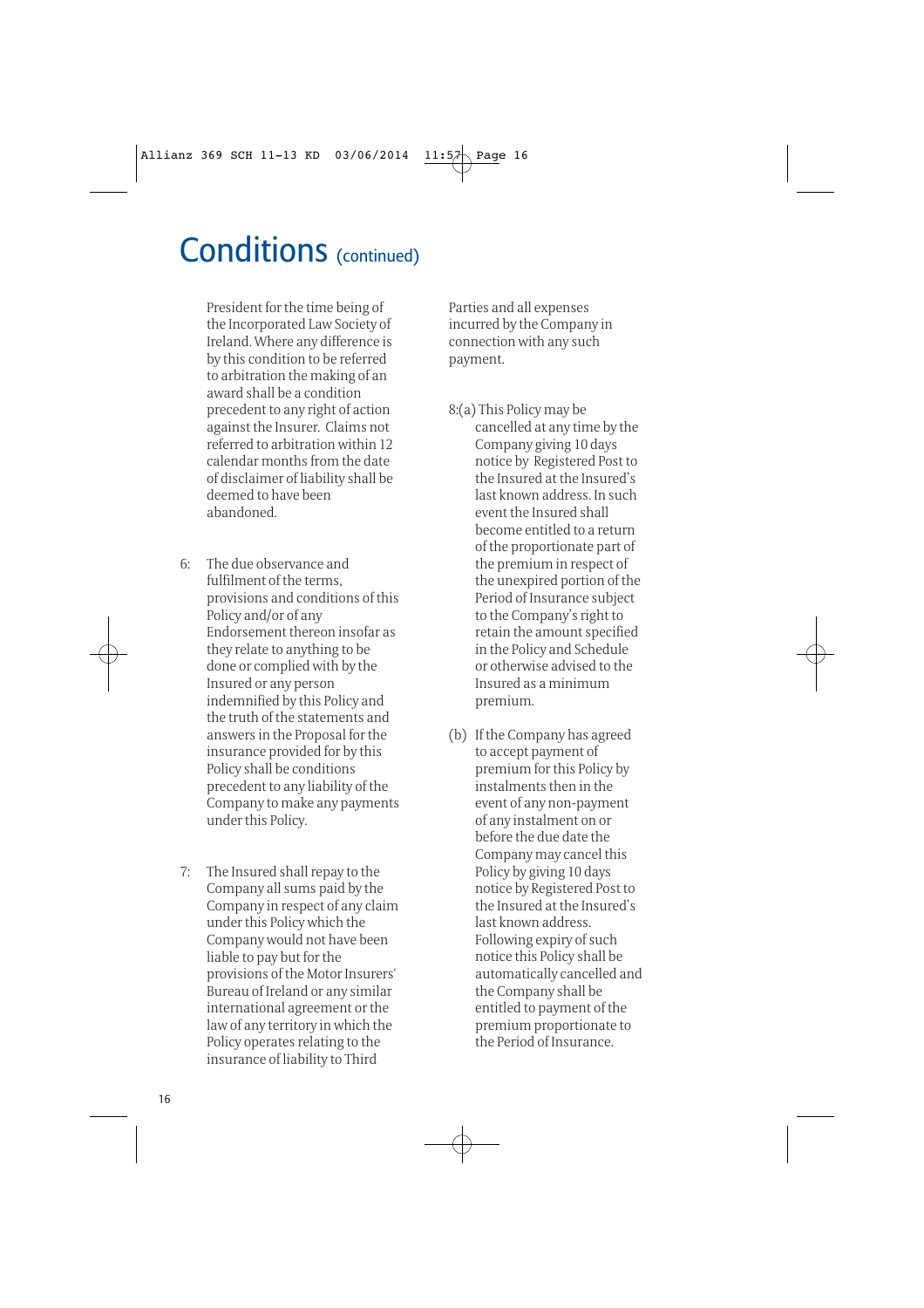# Conditions (continued)

President for the time being of the Incorporated Law Society of Ireland. Where any difference is by this condition to be referred to arbitration the making of an award shall be a condition precedent to any right of action against the Insurer. Claims not referred to arbitration within 12 calendar months from the date of disclaimer of liability shall be deemed to have been abandoned.

6: The due observance and fulfilment of the terms, provisions and conditions of this Policy and/or of any Endorsement thereon insofar as they relate to anything to be done or complied with by the Insured or any person indemnified by this Policy and the truth of the statements and answers in the Proposal for the insurance provided for by this Policy shall be conditions precedent to any liability of the Company to make any payments under this Policy.

7: The Insured shall repay to the Company all sums paid by the Company in respect of any claim under this Policy which the Company would not have been liable to pay but for the provisions of the Motor Insurers' Bureau of Ireland or any similar international agreement or the law of any territory in which the Policy operates relating to the insurance of liability to Third Parties and all expenses incurred by the Company in connection with any such payment.

8:(a) This Policy may be cancelled at any time by the Company giving 10 days notice by Registered Post to the Insured at the Insured's last known address. In such event the Insured shall become entitled to a return of the proportionate part of the premium in respect of the unexpired portion of the Period of Insurance subject to the Company's right to retain the amount specified in the Policy and Schedule or otherwise advised to the Insured as a minimum premium.

(b) If the Company has agreed to accept payment of premium for this Policy by instalments then in the event of any non-payment of any instalment on or before the due date the Company may cancel this Policy by giving 10 days notice by Registered Post to the Insured at the Insured's last known address. Following expiry of such notice this Policy shall be automatically cancelled and the Company shall be entitled to payment of the premium proportionate to the Period of Insurance.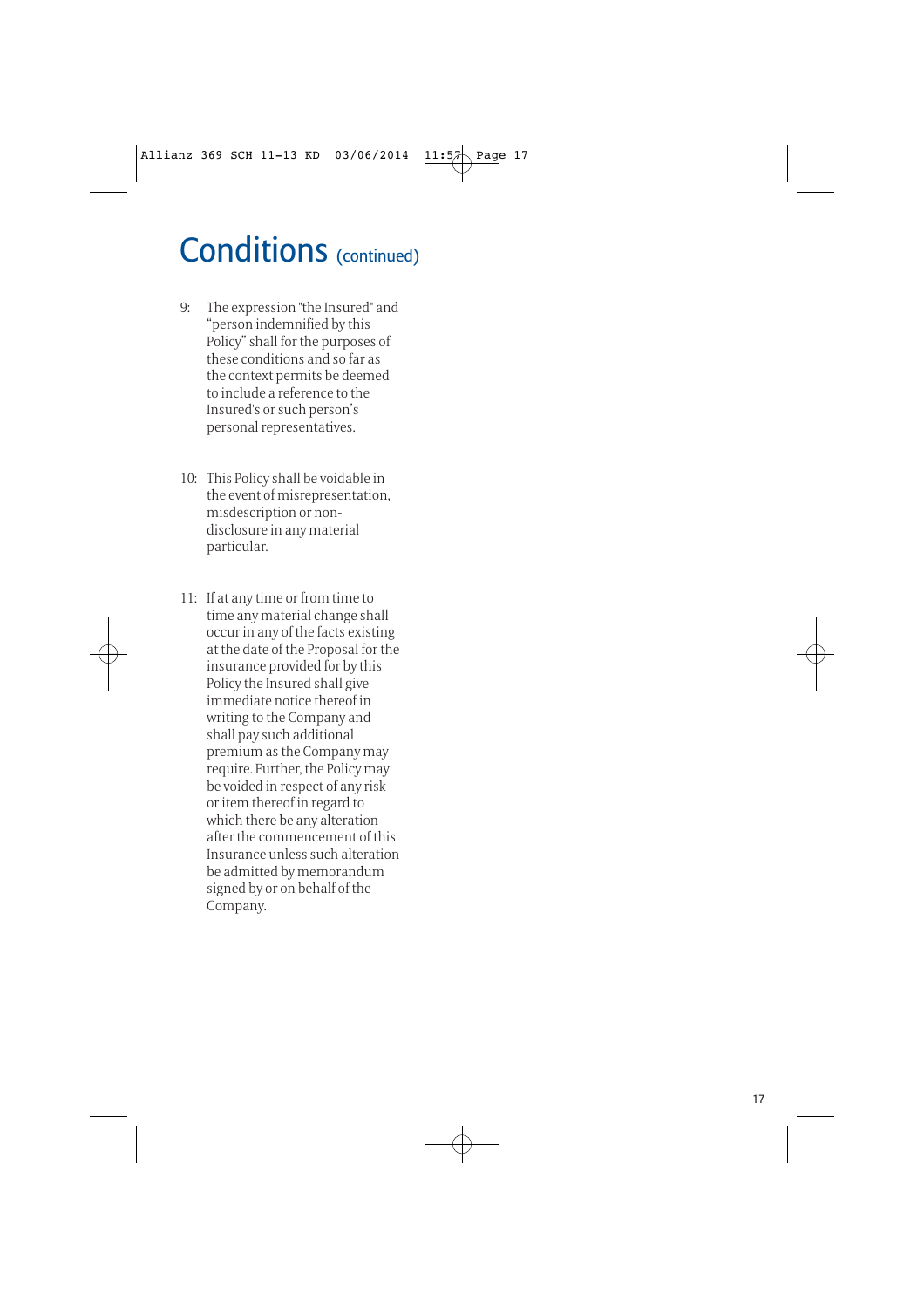# Conditions (continued)

9: The expression "the Insured" and "person indemnified by this Policy" shall for the purposes of these conditions and so far as the context permits be deemed to include a reference to the Insured's or such person's personal representatives.

10: This Policy shall be voidable in the event of misrepresentation, misdescription or non-disclosure in any material particular.

11: If at any time or from time to time any material change shall occur in any of the facts existing at the date of the Proposal for the insurance provided for by this Policy the Insured shall give immediate notice thereof in writing to the Company and shall pay such additional premium as the Company may require. Further, the Policy may be voided in respect of any risk or item thereof in regard to which there be any alteration after the commencement of this Insurance unless such alteration be admitted by memorandum signed by or on behalf of the Company.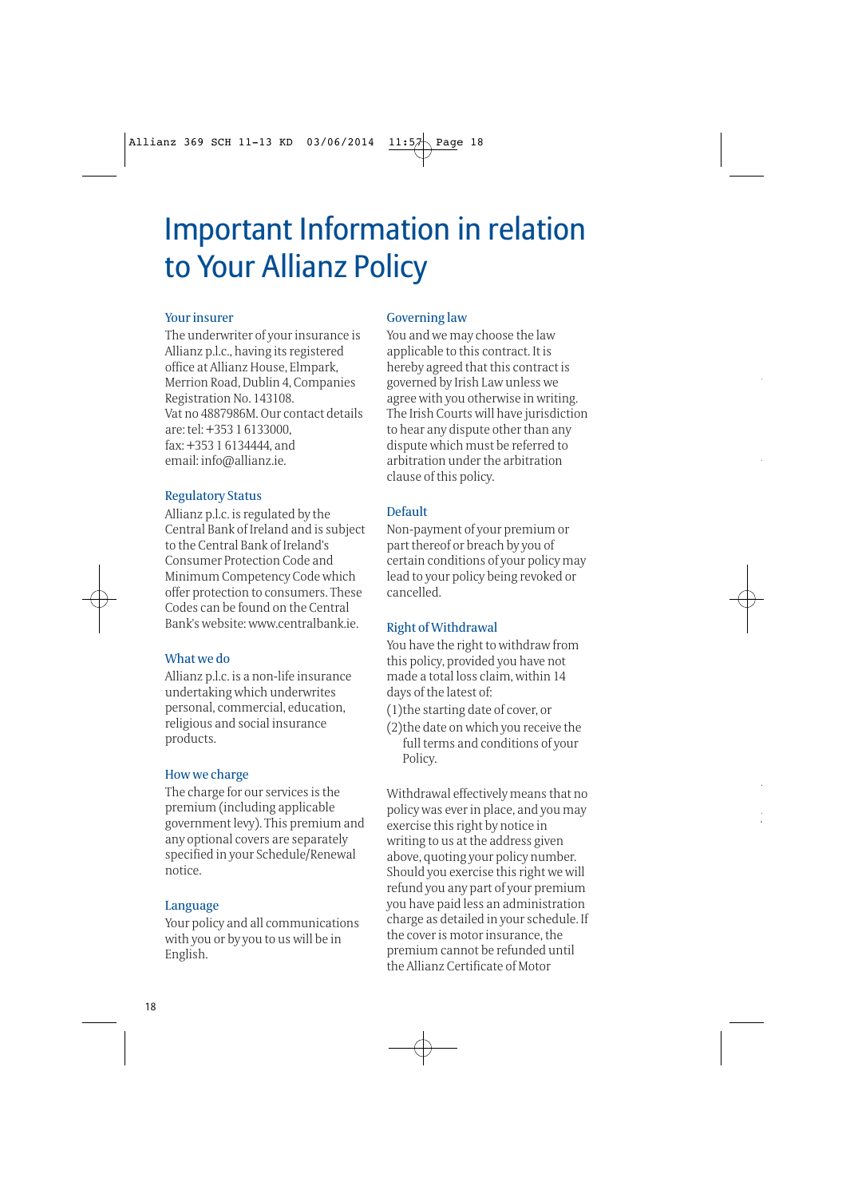# Important Information in relation to Your Allianz Policy

### Your insurer

The underwriter of your insurance is Allianz p.l.c., having its registered office at Allianz House, Elmpark, Merrion Road, Dublin 4, Companies Registration No. 143108.
Vat no 4887986M. Our contact details are: tel: +353 1 6133000, fax: +353 1 6134444, and email: info@allianz.ie.

### Regulatory Status

Allianz p.l.c. is regulated by the Central Bank of Ireland and is subject to the Central Bank of Ireland's Consumer Protection Code and Minimum Competency Code which offer protection to consumers. These Codes can be found on the Central Bank's website: www.centralbank.ie.

### What we do

Allianz p.l.c. is a non-life insurance undertaking which underwrites personal, commercial, education, religious and social insurance products.

### How we charge

The charge for our services is the premium (including applicable government levy). This premium and any optional covers are separately specified in your Schedule/Renewal notice.

### Language

Your policy and all communications with you or by you to us will be in English.

### Governing law

You and we may choose the law applicable to this contract. It is hereby agreed that this contract is governed by Irish Law unless we agree with you otherwise in writing. The Irish Courts will have jurisdiction to hear any dispute other than any dispute which must be referred to arbitration under the arbitration clause of this policy.

### Default

Non-payment of your premium or part thereof or breach by you of certain conditions of your policy may lead to your policy being revoked or cancelled.

### Right of Withdrawal

You have the right to withdraw from this policy, provided you have not made a total loss claim, within 14 days of the latest of:

(1) the starting date of cover, or

(2) the date on which you receive the full terms and conditions of your Policy.

Withdrawal effectively means that no policy was ever in place, and you may exercise this right by notice in writing to us at the address given above, quoting your policy number. Should you exercise this right we will refund you any part of your premium you have paid less an administration charge as detailed in your schedule. If the cover is motor insurance, the premium cannot be refunded until the Allianz Certificate of Motor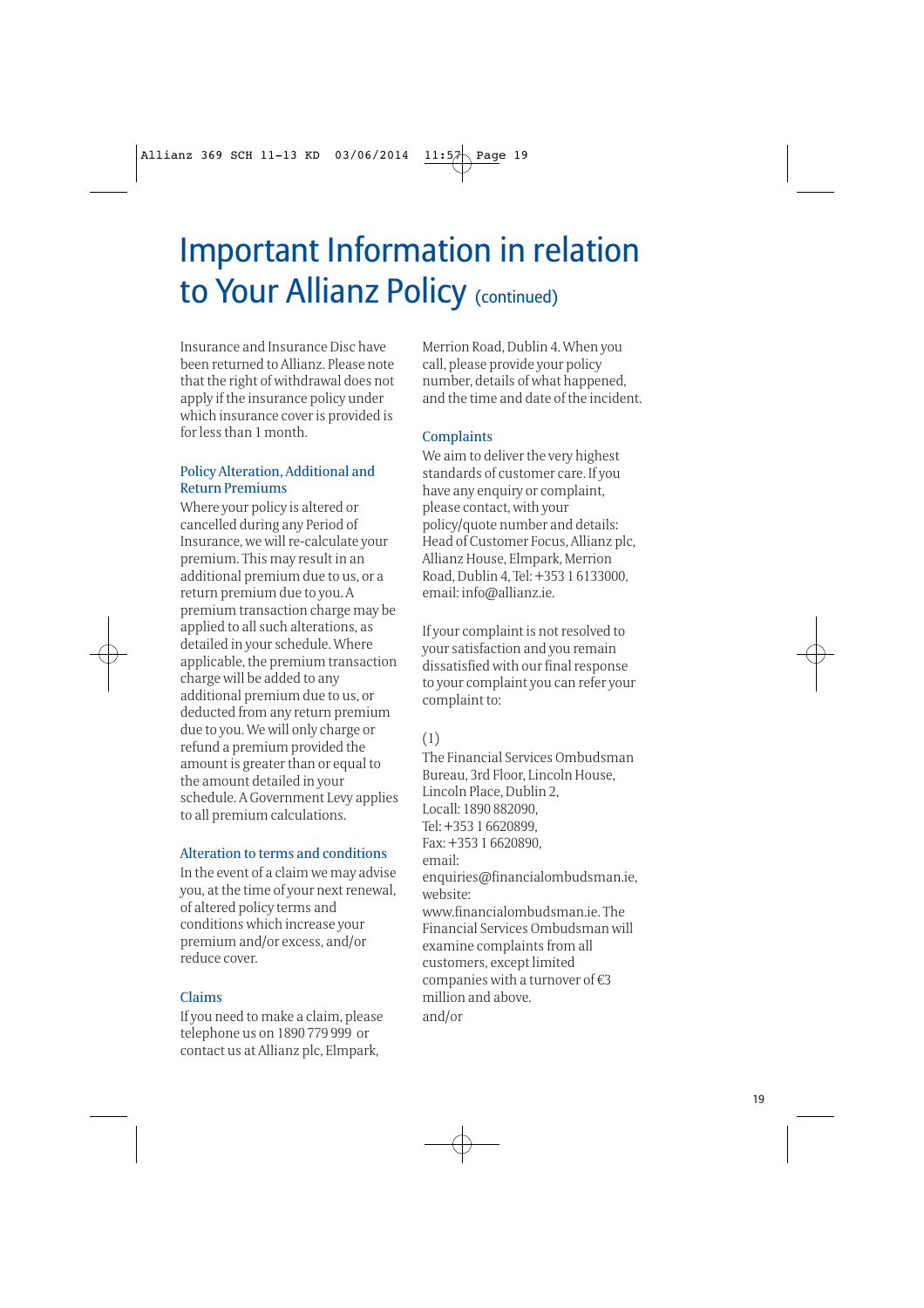# Important Information in relation to Your Allianz Policy (continued)

Insurance and Insurance Disc have been returned to Allianz. Please note that the right of withdrawal does not apply if the insurance policy under which insurance cover is provided is for less than 1 month.

## Policy Alteration, Additional and Return Premiums

Where your policy is altered or cancelled during any Period of Insurance, we will re-calculate your premium. This may result in an additional premium due to us, or a return premium due to you. A premium transaction charge may be applied to all such alterations, as detailed in your schedule. Where applicable, the premium transaction charge will be added to any additional premium due to us, or deducted from any return premium due to you. We will only charge or refund a premium provided the amount is greater than or equal to the amount detailed in your schedule. A Government Levy applies to all premium calculations.

## Alteration to terms and conditions

In the event of a claim we may advise you, at the time of your next renewal, of altered policy terms and conditions which increase your premium and/or excess, and/or reduce cover.

## Claims

If you need to make a claim, please telephone us on 1890 779 999 or contact us at Allianz plc, Elmpark, Merrion Road, Dublin 4. When you call, please provide your policy number, details of what happened, and the time and date of the incident.

## Complaints

We aim to deliver the very highest standards of customer care. If you have any enquiry or complaint, please contact, with your policy/quote number and details: Head of Customer Focus, Allianz plc, Allianz House, Elmpark, Merrion Road, Dublin 4, Tel: +353 1 6133000, email: info@allianz.ie.

If your complaint is not resolved to your satisfaction and you remain dissatisfied with our final response to your complaint you can refer your complaint to:

(1)
The Financial Services Ombudsman Bureau, 3rd Floor, Lincoln House, Lincoln Place, Dublin 2,
Locall: 1890 882090,
Tel: +353 1 6620899,
Fax: +353 1 6620890,
email:
enquiries@financialombudsman.ie,
website:
www.financialombudsman.ie. The Financial Services Ombudsman will examine complaints from all customers, except limited companies with a turnover of €3 million and above.
and/or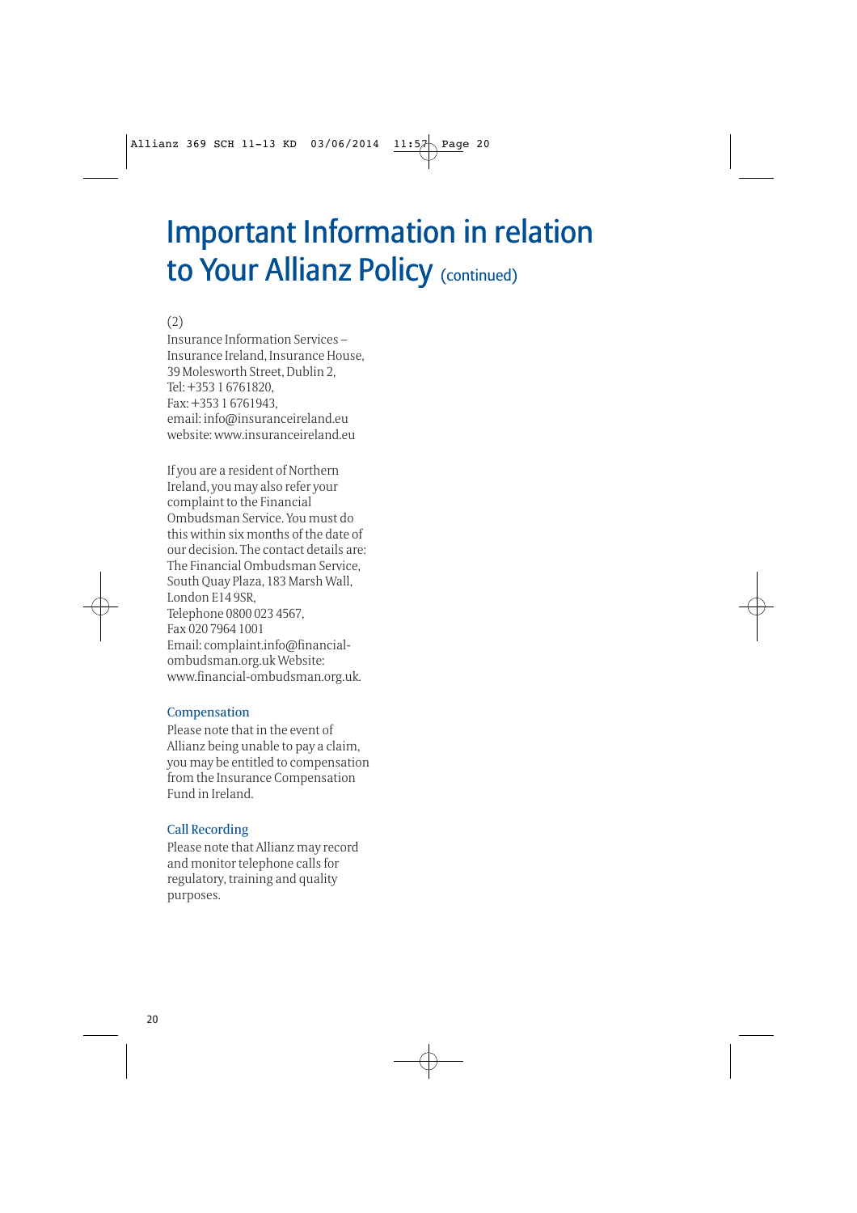# Important Information in relation to Your Allianz Policy (continued)

(2)
Insurance Information Services – Insurance Ireland, Insurance House, 39 Molesworth Street, Dublin 2,
Tel: +353 1 6761820,
Fax: +353 1 6761943,
email: info@insuranceireland.eu
website: www.insuranceireland.eu

If you are a resident of Northern Ireland, you may also refer your complaint to the Financial Ombudsman Service. You must do this within six months of the date of our decision. The contact details are:
The Financial Ombudsman Service, South Quay Plaza, 183 Marsh Wall, London E14 9SR,
Telephone 0800 023 4567,
Fax 020 7964 1001
Email: complaint.info@financial-ombudsman.org.uk Website: www.financial-ombudsman.org.uk.

## Compensation

Please note that in the event of Allianz being unable to pay a claim, you may be entitled to compensation from the Insurance Compensation Fund in Ireland.

## Call Recording

Please note that Allianz may record and monitor telephone calls for regulatory, training and quality purposes.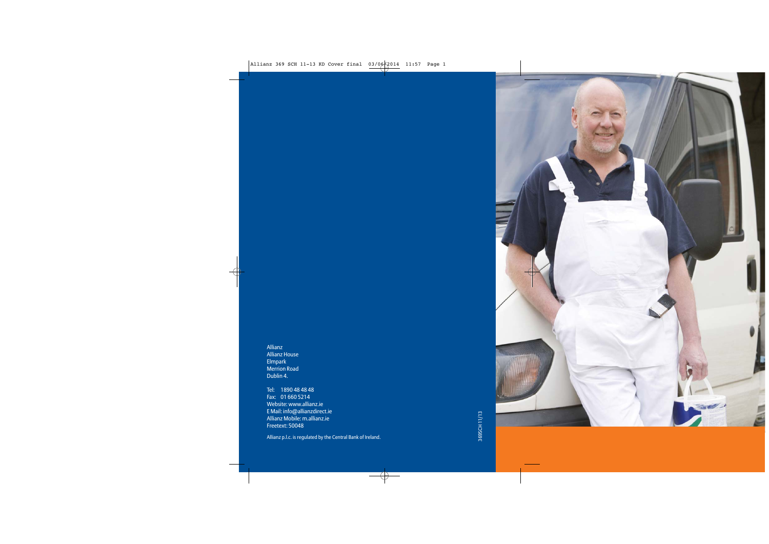Allianz
Allianz House
Elmpark
Merrion Road
Dublin 4.

Tel: 1890 48 48 48
Fax: 01 660 5214
Website: www.allianz.ie
E Mail: info@allianzdirect.ie
Allianz Mobile: m.allianz.ie
Freetext: 50048

Allianz p.l.c. is regulated by the Central Bank of Ireland.

369SCH 11/13